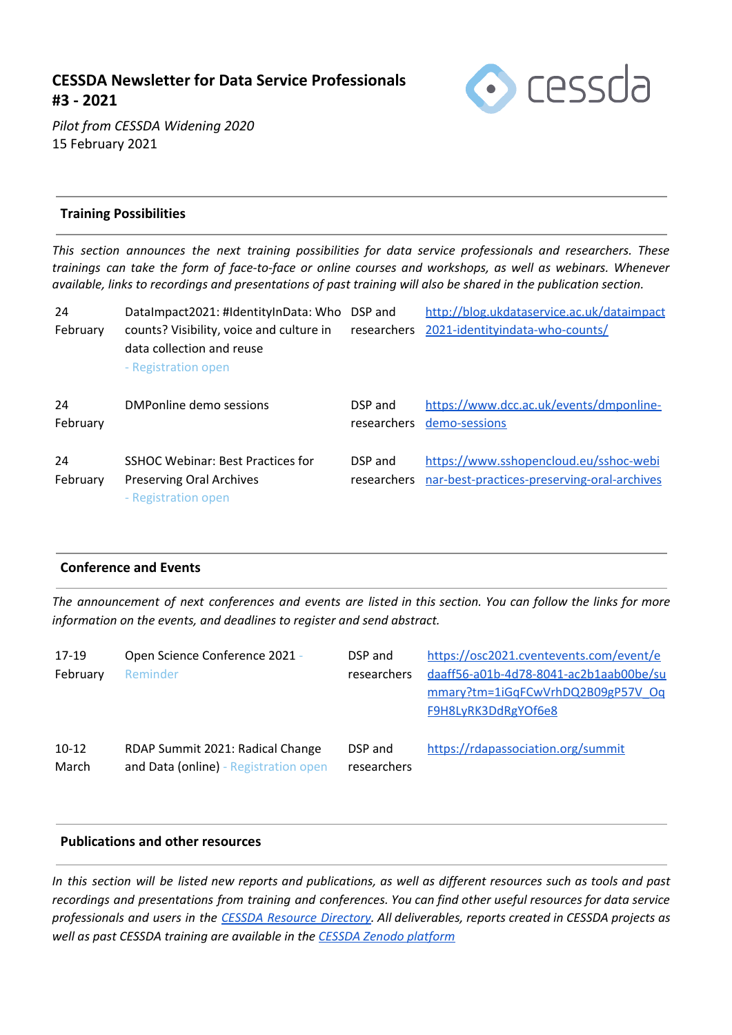# CESSDA Newsletter for Data Service Professionals #3 - 2021

*Pilot from CESSDA Widening 2020*

15 February 2021

## Training Possibilities

*This section announces the next training possibilities for data service professionals and researchers. These trainings can take the form of face-to-face or online courses and workshops, as well as webinars. Whenever available, links to recordings and presentations of past training will also be shared in the publication section.*

| | | | |
|---|---|---|---|
| 24 February | DataImpact2021: #IdentityInData: Who counts? Visibility, voice and culture in data collection and reuse - Registration open | DSP and researchers | http://blog.ukdataservice.ac.uk/dataimpact2021-identityindata-who-counts/ |
| 24 February | DMPonline demo sessions | DSP and researchers | https://www.dcc.ac.uk/events/dmponline-demo-sessions |
| 24 February | SSHOC Webinar: Best Practices for Preserving Oral Archives - Registration open | DSP and researchers | https://www.sshopencloud.eu/sshoc-webinar-best-practices-preserving-oral-archives |

## Conference and Events

*The announcement of next conferences and events are listed in this section. You can follow the links for more information on the events, and deadlines to register and send abstract.*

| | | | |
|---|---|---|---|
| 17-19 February | Open Science Conference 2021 - Reminder | DSP and researchers | https://osc2021.cventevents.com/event/edaaff56-a01b-4d78-8041-ac2b1aab00be/summary?tm=1iGqFCwVrhDQ2B09gP57V_OqF9H8LyRK3DdRgYOf6e8 |
| 10-12 March | RDAP Summit 2021: Radical Change and Data (online) - Registration open | DSP and researchers | https://rdapassociation.org/summit |

## Publications and other resources

*In this section will be listed new reports and publications, as well as different resources such as tools and past recordings and presentations from training and conferences. You can find other useful resources for data service professionals and users in the [CESSDA Resource Directory](). All deliverables, reports created in CESSDA projects as well as past CESSDA training are available in the [CESSDA Zenodo platform]()*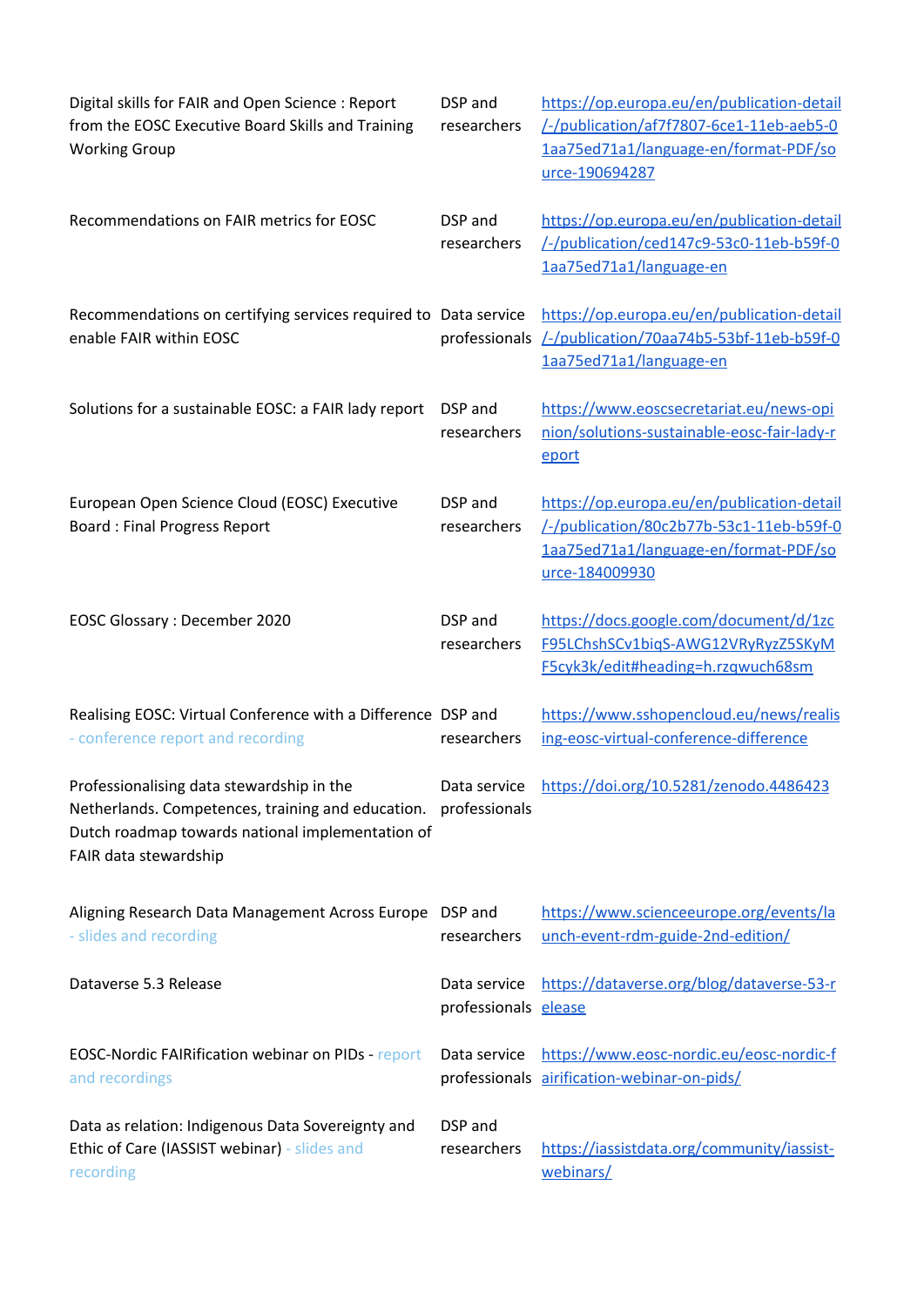| | | |
|---|---|---|
| Digital skills for FAIR and Open Science : Report from the EOSC Executive Board Skills and Training Working Group | DSP and researchers | https://op.europa.eu/en/publication-detail/-/publication/af7f7807-6ce1-11eb-aeb5-01aa75ed71a1/language-en/format-PDF/source-190694287 |
| Recommendations on FAIR metrics for EOSC | DSP and researchers | https://op.europa.eu/en/publication-detail/-/publication/ced147c9-53c0-11eb-b59f-01aa75ed71a1/language-en |
| Recommendations on certifying services required to enable FAIR within EOSC | Data service professionals | https://op.europa.eu/en/publication-detail/-/publication/70aa74b5-53bf-11eb-b59f-01aa75ed71a1/language-en |
| Solutions for a sustainable EOSC: a FAIR lady report | DSP and researchers | https://www.eoscsecretariat.eu/news-opinion/solutions-sustainable-eosc-fair-lady-report |
| European Open Science Cloud (EOSC) Executive Board : Final Progress Report | DSP and researchers | https://op.europa.eu/en/publication-detail/-/publication/80c2b77b-53c1-11eb-b59f-01aa75ed71a1/language-en/format-PDF/source-184009930 |
| EOSC Glossary : December 2020 | DSP and researchers | https://docs.google.com/document/d/1zcF95LChshSCv1biqS-AWG12VRyRyzZ5SKyMF5cyk3k/edit#heading=h.rzqwuch68sm |
| Realising EOSC: Virtual Conference with a Difference - conference report and recording | DSP and researchers | https://www.sshopencloud.eu/news/realising-eosc-virtual-conference-difference |
| Professionalising data stewardship in the Netherlands. Competences, training and education. Dutch roadmap towards national implementation of FAIR data stewardship | Data service professionals | https://doi.org/10.5281/zenodo.4486423 |
| Aligning Research Data Management Across Europe - slides and recording | DSP and researchers | https://www.scienceeurope.org/events/launch-event-rdm-guide-2nd-edition/ |
| Dataverse 5.3 Release | Data service professionals | https://dataverse.org/blog/dataverse-53-release |
| EOSC-Nordic FAIRification webinar on PIDs - report and recordings | Data service professionals | https://www.eosc-nordic.eu/eosc-nordic-fairification-webinar-on-pids/ |
| Data as relation: Indigenous Data Sovereignty and Ethic of Care (IASSIST webinar) - slides and recording | DSP and researchers | https://iassistdata.org/community/iassist-webinars/ |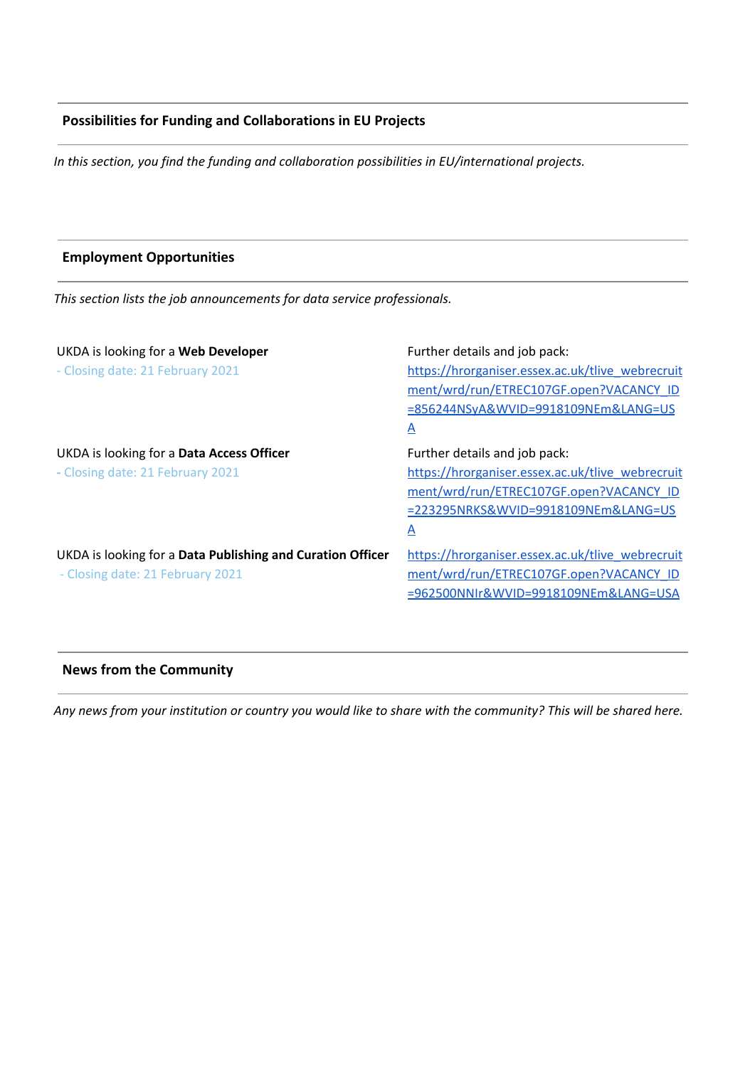## Possibilities for Funding and Collaborations in EU Projects

*In this section, you find the funding and collaboration possibilities in EU/international projects.*

## Employment Opportunities

*This section lists the job announcements for data service professionals.*

| | |
|---|---|
| UKDA is looking for a **Web Developer**<br>- Closing date: 21 February 2021 | Further details and job pack:<br>https://hrorganiser.essex.ac.uk/tlive_webrecruitment/wrd/run/ETREC107GF.open?VACANCY_ID=856244NSyA&WVID=9918109NEm&LANG=USA |
| UKDA is looking for a **Data Access Officer**<br>- Closing date: 21 February 2021 | Further details and job pack:<br>https://hrorganiser.essex.ac.uk/tlive_webrecruitment/wrd/run/ETREC107GF.open?VACANCY_ID=223295NRKS&WVID=9918109NEm&LANG=USA |
| UKDA is looking for a **Data Publishing and Curation Officer**<br>- Closing date: 21 February 2021 | https://hrorganiser.essex.ac.uk/tlive_webrecruitment/wrd/run/ETREC107GF.open?VACANCY_ID=962500NNIr&WVID=9918109NEm&LANG=USA |

## News from the Community

*Any news from your institution or country you would like to share with the community? This will be shared here.*